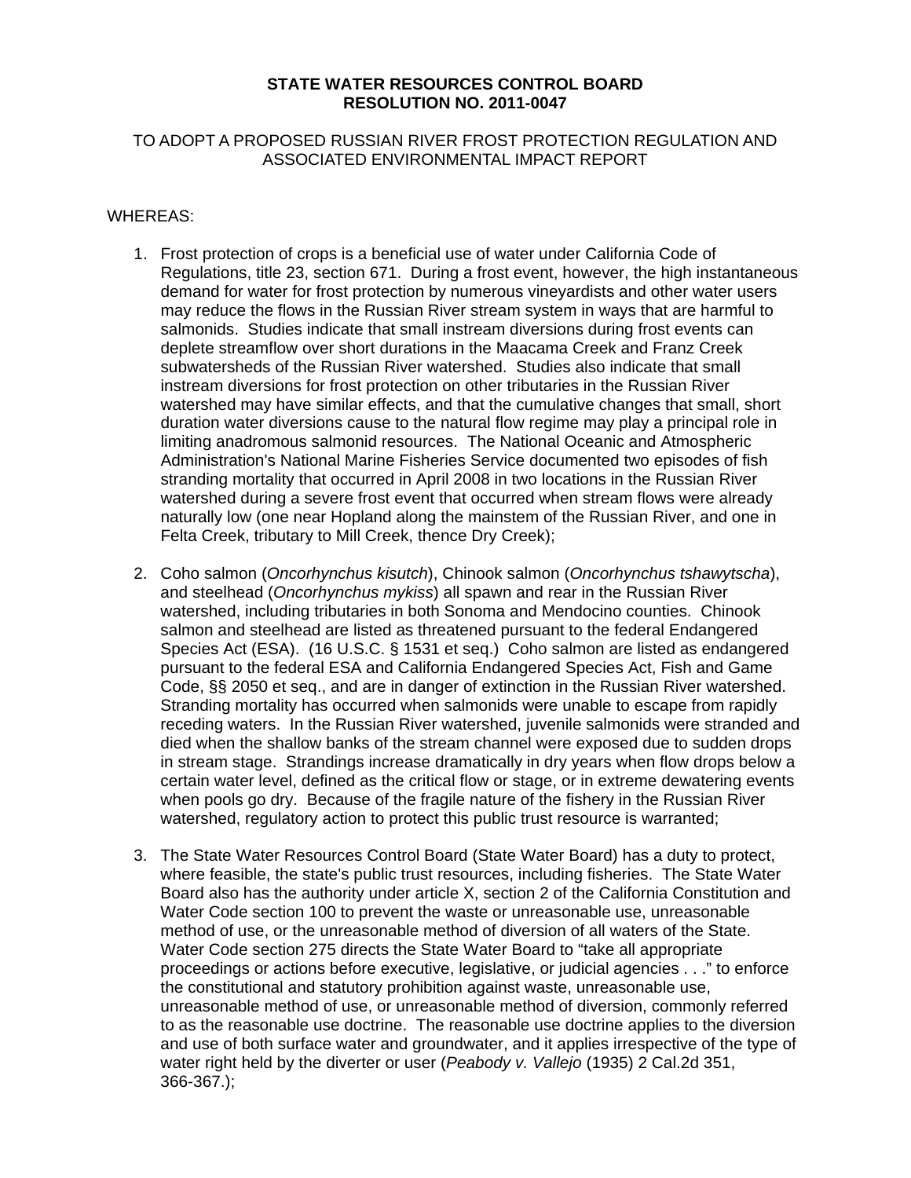**STATE WATER RESOURCES CONTROL BOARD**
**RESOLUTION NO. 2011-0047**

TO ADOPT A PROPOSED RUSSIAN RIVER FROST PROTECTION REGULATION AND ASSOCIATED ENVIRONMENTAL IMPACT REPORT

WHEREAS:

1. Frost protection of crops is a beneficial use of water under California Code of Regulations, title 23, section 671. During a frost event, however, the high instantaneous demand for water for frost protection by numerous vineyardists and other water users may reduce the flows in the Russian River stream system in ways that are harmful to salmonids. Studies indicate that small instream diversions during frost events can deplete streamflow over short durations in the Maacama Creek and Franz Creek subwatersheds of the Russian River watershed. Studies also indicate that small instream diversions for frost protection on other tributaries in the Russian River watershed may have similar effects, and that the cumulative changes that small, short duration water diversions cause to the natural flow regime may play a principal role in limiting anadromous salmonid resources. The National Oceanic and Atmospheric Administration's National Marine Fisheries Service documented two episodes of fish stranding mortality that occurred in April 2008 in two locations in the Russian River watershed during a severe frost event that occurred when stream flows were already naturally low (one near Hopland along the mainstem of the Russian River, and one in Felta Creek, tributary to Mill Creek, thence Dry Creek);

2. Coho salmon (*Oncorhynchus kisutch*), Chinook salmon (*Oncorhynchus tshawytscha*), and steelhead (*Oncorhynchus mykiss*) all spawn and rear in the Russian River watershed, including tributaries in both Sonoma and Mendocino counties. Chinook salmon and steelhead are listed as threatened pursuant to the federal Endangered Species Act (ESA). (16 U.S.C. § 1531 et seq.) Coho salmon are listed as endangered pursuant to the federal ESA and California Endangered Species Act, Fish and Game Code, §§ 2050 et seq., and are in danger of extinction in the Russian River watershed. Stranding mortality has occurred when salmonids were unable to escape from rapidly receding waters. In the Russian River watershed, juvenile salmonids were stranded and died when the shallow banks of the stream channel were exposed due to sudden drops in stream stage. Strandings increase dramatically in dry years when flow drops below a certain water level, defined as the critical flow or stage, or in extreme dewatering events when pools go dry. Because of the fragile nature of the fishery in the Russian River watershed, regulatory action to protect this public trust resource is warranted;

3. The State Water Resources Control Board (State Water Board) has a duty to protect, where feasible, the state's public trust resources, including fisheries. The State Water Board also has the authority under article X, section 2 of the California Constitution and Water Code section 100 to prevent the waste or unreasonable use, unreasonable method of use, or the unreasonable method of diversion of all waters of the State. Water Code section 275 directs the State Water Board to "take all appropriate proceedings or actions before executive, legislative, or judicial agencies . . ." to enforce the constitutional and statutory prohibition against waste, unreasonable use, unreasonable method of use, or unreasonable method of diversion, commonly referred to as the reasonable use doctrine. The reasonable use doctrine applies to the diversion and use of both surface water and groundwater, and it applies irrespective of the type of water right held by the diverter or user (*Peabody v. Vallejo* (1935) 2 Cal.2d 351, 366-367.);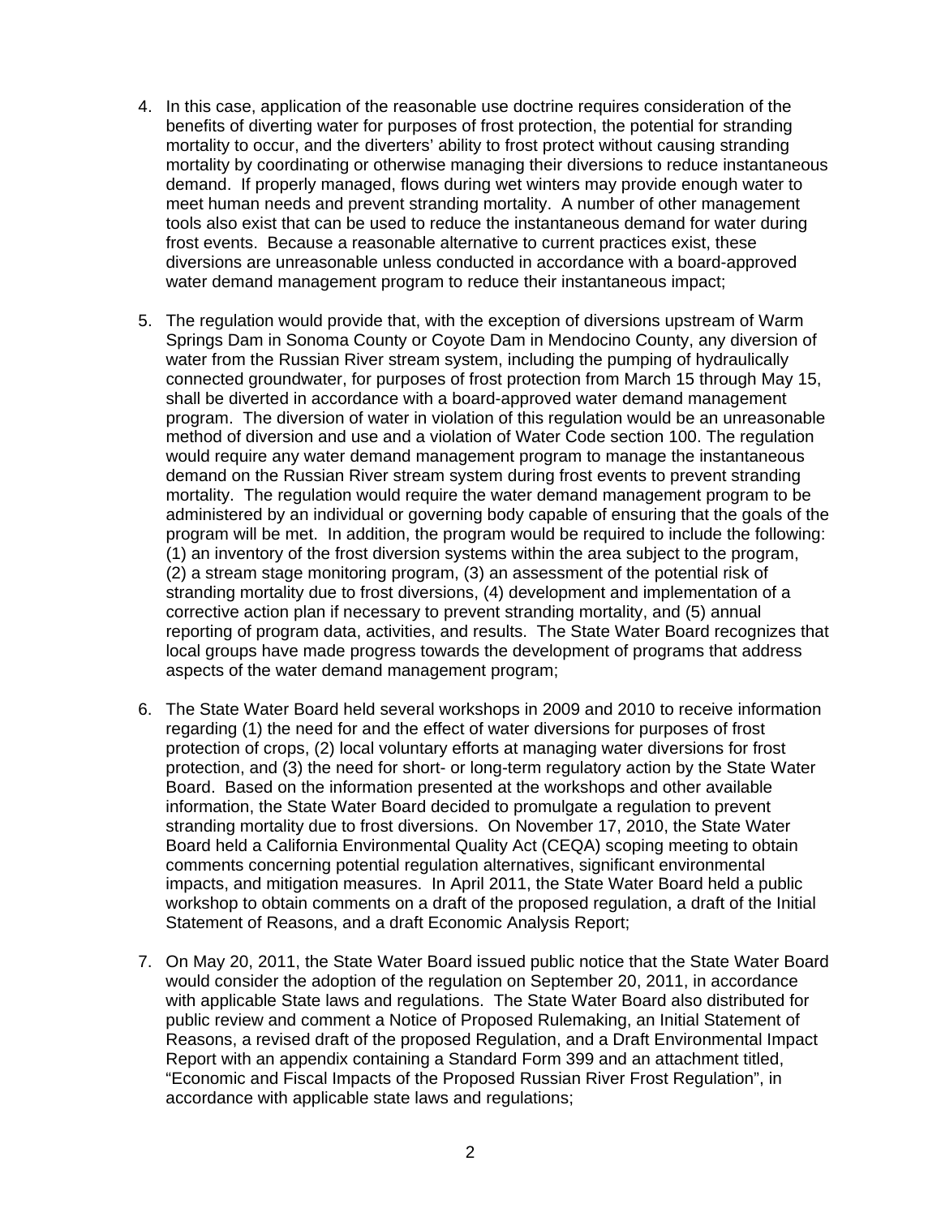4. In this case, application of the reasonable use doctrine requires consideration of the benefits of diverting water for purposes of frost protection, the potential for stranding mortality to occur, and the diverters' ability to frost protect without causing stranding mortality by coordinating or otherwise managing their diversions to reduce instantaneous demand. If properly managed, flows during wet winters may provide enough water to meet human needs and prevent stranding mortality. A number of other management tools also exist that can be used to reduce the instantaneous demand for water during frost events. Because a reasonable alternative to current practices exist, these diversions are unreasonable unless conducted in accordance with a board-approved water demand management program to reduce their instantaneous impact;

5. The regulation would provide that, with the exception of diversions upstream of Warm Springs Dam in Sonoma County or Coyote Dam in Mendocino County, any diversion of water from the Russian River stream system, including the pumping of hydraulically connected groundwater, for purposes of frost protection from March 15 through May 15, shall be diverted in accordance with a board-approved water demand management program. The diversion of water in violation of this regulation would be an unreasonable method of diversion and use and a violation of Water Code section 100. The regulation would require any water demand management program to manage the instantaneous demand on the Russian River stream system during frost events to prevent stranding mortality. The regulation would require the water demand management program to be administered by an individual or governing body capable of ensuring that the goals of the program will be met. In addition, the program would be required to include the following: (1) an inventory of the frost diversion systems within the area subject to the program, (2) a stream stage monitoring program, (3) an assessment of the potential risk of stranding mortality due to frost diversions, (4) development and implementation of a corrective action plan if necessary to prevent stranding mortality, and (5) annual reporting of program data, activities, and results. The State Water Board recognizes that local groups have made progress towards the development of programs that address aspects of the water demand management program;

6. The State Water Board held several workshops in 2009 and 2010 to receive information regarding (1) the need for and the effect of water diversions for purposes of frost protection of crops, (2) local voluntary efforts at managing water diversions for frost protection, and (3) the need for short- or long-term regulatory action by the State Water Board. Based on the information presented at the workshops and other available information, the State Water Board decided to promulgate a regulation to prevent stranding mortality due to frost diversions. On November 17, 2010, the State Water Board held a California Environmental Quality Act (CEQA) scoping meeting to obtain comments concerning potential regulation alternatives, significant environmental impacts, and mitigation measures. In April 2011, the State Water Board held a public workshop to obtain comments on a draft of the proposed regulation, a draft of the Initial Statement of Reasons, and a draft Economic Analysis Report;

7. On May 20, 2011, the State Water Board issued public notice that the State Water Board would consider the adoption of the regulation on September 20, 2011, in accordance with applicable State laws and regulations. The State Water Board also distributed for public review and comment a Notice of Proposed Rulemaking, an Initial Statement of Reasons, a revised draft of the proposed Regulation, and a Draft Environmental Impact Report with an appendix containing a Standard Form 399 and an attachment titled, "Economic and Fiscal Impacts of the Proposed Russian River Frost Regulation", in accordance with applicable state laws and regulations;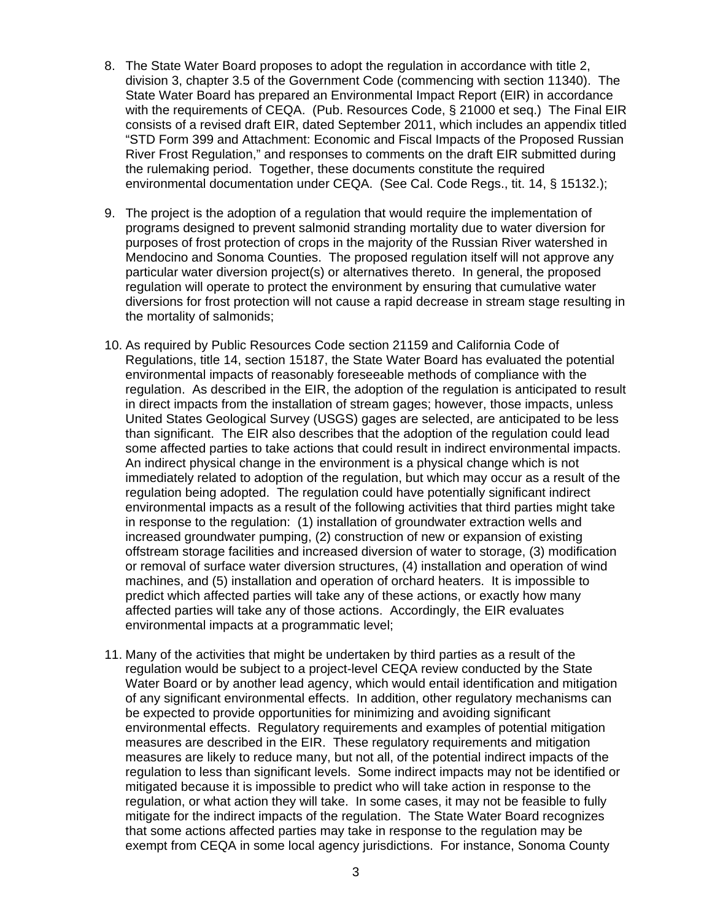8. The State Water Board proposes to adopt the regulation in accordance with title 2, division 3, chapter 3.5 of the Government Code (commencing with section 11340). The State Water Board has prepared an Environmental Impact Report (EIR) in accordance with the requirements of CEQA. (Pub. Resources Code, § 21000 et seq.) The Final EIR consists of a revised draft EIR, dated September 2011, which includes an appendix titled "STD Form 399 and Attachment: Economic and Fiscal Impacts of the Proposed Russian River Frost Regulation," and responses to comments on the draft EIR submitted during the rulemaking period. Together, these documents constitute the required environmental documentation under CEQA. (See Cal. Code Regs., tit. 14, § 15132.);

9. The project is the adoption of a regulation that would require the implementation of programs designed to prevent salmonid stranding mortality due to water diversion for purposes of frost protection of crops in the majority of the Russian River watershed in Mendocino and Sonoma Counties. The proposed regulation itself will not approve any particular water diversion project(s) or alternatives thereto. In general, the proposed regulation will operate to protect the environment by ensuring that cumulative water diversions for frost protection will not cause a rapid decrease in stream stage resulting in the mortality of salmonids;

10. As required by Public Resources Code section 21159 and California Code of Regulations, title 14, section 15187, the State Water Board has evaluated the potential environmental impacts of reasonably foreseeable methods of compliance with the regulation. As described in the EIR, the adoption of the regulation is anticipated to result in direct impacts from the installation of stream gages; however, those impacts, unless United States Geological Survey (USGS) gages are selected, are anticipated to be less than significant. The EIR also describes that the adoption of the regulation could lead some affected parties to take actions that could result in indirect environmental impacts. An indirect physical change in the environment is a physical change which is not immediately related to adoption of the regulation, but which may occur as a result of the regulation being adopted. The regulation could have potentially significant indirect environmental impacts as a result of the following activities that third parties might take in response to the regulation: (1) installation of groundwater extraction wells and increased groundwater pumping, (2) construction of new or expansion of existing offstream storage facilities and increased diversion of water to storage, (3) modification or removal of surface water diversion structures, (4) installation and operation of wind machines, and (5) installation and operation of orchard heaters. It is impossible to predict which affected parties will take any of these actions, or exactly how many affected parties will take any of those actions. Accordingly, the EIR evaluates environmental impacts at a programmatic level;

11. Many of the activities that might be undertaken by third parties as a result of the regulation would be subject to a project-level CEQA review conducted by the State Water Board or by another lead agency, which would entail identification and mitigation of any significant environmental effects. In addition, other regulatory mechanisms can be expected to provide opportunities for minimizing and avoiding significant environmental effects. Regulatory requirements and examples of potential mitigation measures are described in the EIR. These regulatory requirements and mitigation measures are likely to reduce many, but not all, of the potential indirect impacts of the regulation to less than significant levels. Some indirect impacts may not be identified or mitigated because it is impossible to predict who will take action in response to the regulation, or what action they will take. In some cases, it may not be feasible to fully mitigate for the indirect impacts of the regulation. The State Water Board recognizes that some actions affected parties may take in response to the regulation may be exempt from CEQA in some local agency jurisdictions. For instance, Sonoma County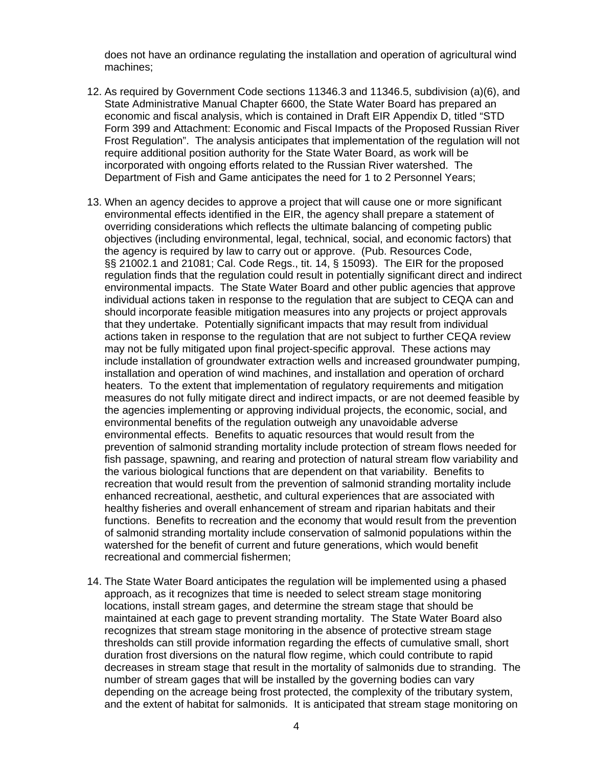does not have an ordinance regulating the installation and operation of agricultural wind machines;

12. As required by Government Code sections 11346.3 and 11346.5, subdivision (a)(6), and State Administrative Manual Chapter 6600, the State Water Board has prepared an economic and fiscal analysis, which is contained in Draft EIR Appendix D, titled "STD Form 399 and Attachment: Economic and Fiscal Impacts of the Proposed Russian River Frost Regulation". The analysis anticipates that implementation of the regulation will not require additional position authority for the State Water Board, as work will be incorporated with ongoing efforts related to the Russian River watershed. The Department of Fish and Game anticipates the need for 1 to 2 Personnel Years;

13. When an agency decides to approve a project that will cause one or more significant environmental effects identified in the EIR, the agency shall prepare a statement of overriding considerations which reflects the ultimate balancing of competing public objectives (including environmental, legal, technical, social, and economic factors) that the agency is required by law to carry out or approve. (Pub. Resources Code, §§ 21002.1 and 21081; Cal. Code Regs., tit. 14, § 15093). The EIR for the proposed regulation finds that the regulation could result in potentially significant direct and indirect environmental impacts. The State Water Board and other public agencies that approve individual actions taken in response to the regulation that are subject to CEQA can and should incorporate feasible mitigation measures into any projects or project approvals that they undertake. Potentially significant impacts that may result from individual actions taken in response to the regulation that are not subject to further CEQA review may not be fully mitigated upon final project-specific approval. These actions may include installation of groundwater extraction wells and increased groundwater pumping, installation and operation of wind machines, and installation and operation of orchard heaters. To the extent that implementation of regulatory requirements and mitigation measures do not fully mitigate direct and indirect impacts, or are not deemed feasible by the agencies implementing or approving individual projects, the economic, social, and environmental benefits of the regulation outweigh any unavoidable adverse environmental effects. Benefits to aquatic resources that would result from the prevention of salmonid stranding mortality include protection of stream flows needed for fish passage, spawning, and rearing and protection of natural stream flow variability and the various biological functions that are dependent on that variability. Benefits to recreation that would result from the prevention of salmonid stranding mortality include enhanced recreational, aesthetic, and cultural experiences that are associated with healthy fisheries and overall enhancement of stream and riparian habitats and their functions. Benefits to recreation and the economy that would result from the prevention of salmonid stranding mortality include conservation of salmonid populations within the watershed for the benefit of current and future generations, which would benefit recreational and commercial fishermen;

14. The State Water Board anticipates the regulation will be implemented using a phased approach, as it recognizes that time is needed to select stream stage monitoring locations, install stream gages, and determine the stream stage that should be maintained at each gage to prevent stranding mortality. The State Water Board also recognizes that stream stage monitoring in the absence of protective stream stage thresholds can still provide information regarding the effects of cumulative small, short duration frost diversions on the natural flow regime, which could contribute to rapid decreases in stream stage that result in the mortality of salmonids due to stranding. The number of stream gages that will be installed by the governing bodies can vary depending on the acreage being frost protected, the complexity of the tributary system, and the extent of habitat for salmonids. It is anticipated that stream stage monitoring on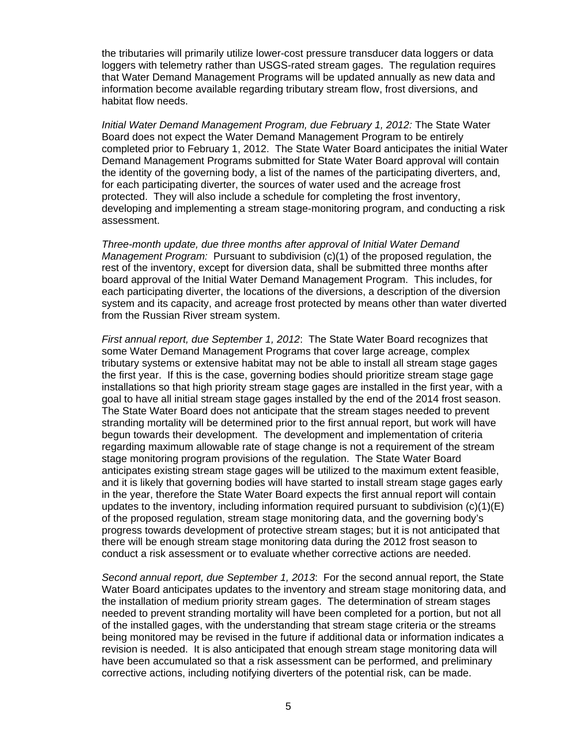the tributaries will primarily utilize lower-cost pressure transducer data loggers or data loggers with telemetry rather than USGS-rated stream gages. The regulation requires that Water Demand Management Programs will be updated annually as new data and information become available regarding tributary stream flow, frost diversions, and habitat flow needs.

*Initial Water Demand Management Program, due February 1, 2012:* The State Water Board does not expect the Water Demand Management Program to be entirely completed prior to February 1, 2012. The State Water Board anticipates the initial Water Demand Management Programs submitted for State Water Board approval will contain the identity of the governing body, a list of the names of the participating diverters, and, for each participating diverter, the sources of water used and the acreage frost protected. They will also include a schedule for completing the frost inventory, developing and implementing a stream stage-monitoring program, and conducting a risk assessment.

*Three-month update, due three months after approval of Initial Water Demand Management Program:* Pursuant to subdivision (c)(1) of the proposed regulation, the rest of the inventory, except for diversion data, shall be submitted three months after board approval of the Initial Water Demand Management Program. This includes, for each participating diverter, the locations of the diversions, a description of the diversion system and its capacity, and acreage frost protected by means other than water diverted from the Russian River stream system.

*First annual report, due September 1, 2012*: The State Water Board recognizes that some Water Demand Management Programs that cover large acreage, complex tributary systems or extensive habitat may not be able to install all stream stage gages the first year. If this is the case, governing bodies should prioritize stream stage gage installations so that high priority stream stage gages are installed in the first year, with a goal to have all initial stream stage gages installed by the end of the 2014 frost season. The State Water Board does not anticipate that the stream stages needed to prevent stranding mortality will be determined prior to the first annual report, but work will have begun towards their development. The development and implementation of criteria regarding maximum allowable rate of stage change is not a requirement of the stream stage monitoring program provisions of the regulation. The State Water Board anticipates existing stream stage gages will be utilized to the maximum extent feasible, and it is likely that governing bodies will have started to install stream stage gages early in the year, therefore the State Water Board expects the first annual report will contain updates to the inventory, including information required pursuant to subdivision (c)(1)(E) of the proposed regulation, stream stage monitoring data, and the governing body's progress towards development of protective stream stages; but it is not anticipated that there will be enough stream stage monitoring data during the 2012 frost season to conduct a risk assessment or to evaluate whether corrective actions are needed.

*Second annual report, due September 1, 2013*: For the second annual report, the State Water Board anticipates updates to the inventory and stream stage monitoring data, and the installation of medium priority stream gages. The determination of stream stages needed to prevent stranding mortality will have been completed for a portion, but not all of the installed gages, with the understanding that stream stage criteria or the streams being monitored may be revised in the future if additional data or information indicates a revision is needed. It is also anticipated that enough stream stage monitoring data will have been accumulated so that a risk assessment can be performed, and preliminary corrective actions, including notifying diverters of the potential risk, can be made.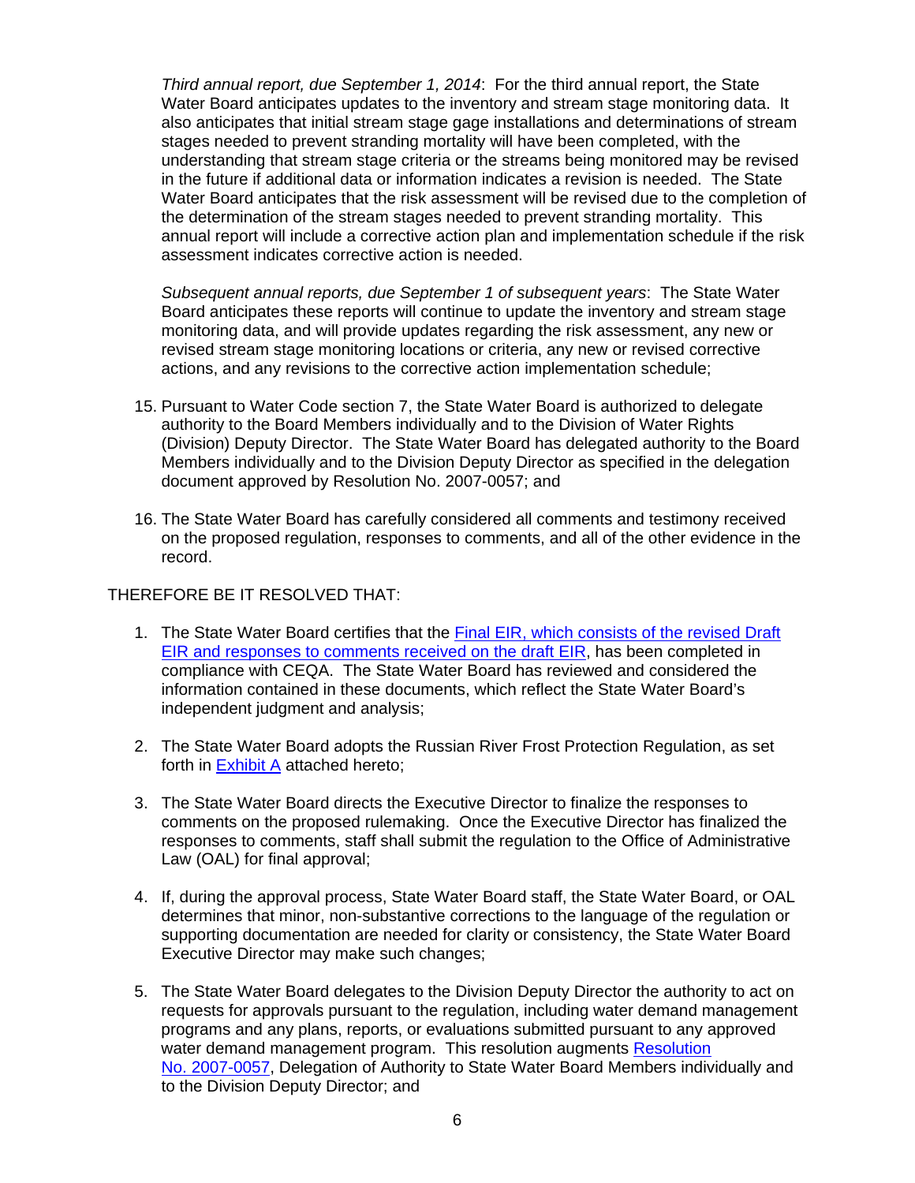*Third annual report, due September 1, 2014*: For the third annual report, the State Water Board anticipates updates to the inventory and stream stage monitoring data. It also anticipates that initial stream stage gage installations and determinations of stream stages needed to prevent stranding mortality will have been completed, with the understanding that stream stage criteria or the streams being monitored may be revised in the future if additional data or information indicates a revision is needed. The State Water Board anticipates that the risk assessment will be revised due to the completion of the determination of the stream stages needed to prevent stranding mortality. This annual report will include a corrective action plan and implementation schedule if the risk assessment indicates corrective action is needed.

*Subsequent annual reports, due September 1 of subsequent years*: The State Water Board anticipates these reports will continue to update the inventory and stream stage monitoring data, and will provide updates regarding the risk assessment, any new or revised stream stage monitoring locations or criteria, any new or revised corrective actions, and any revisions to the corrective action implementation schedule;

15. Pursuant to Water Code section 7, the State Water Board is authorized to delegate authority to the Board Members individually and to the Division of Water Rights (Division) Deputy Director. The State Water Board has delegated authority to the Board Members individually and to the Division Deputy Director as specified in the delegation document approved by Resolution No. 2007-0057; and

16. The State Water Board has carefully considered all comments and testimony received on the proposed regulation, responses to comments, and all of the other evidence in the record.

THEREFORE BE IT RESOLVED THAT:

1. The State Water Board certifies that the Final EIR, which consists of the revised Draft EIR and responses to comments received on the draft EIR, has been completed in compliance with CEQA. The State Water Board has reviewed and considered the information contained in these documents, which reflect the State Water Board's independent judgment and analysis;

2. The State Water Board adopts the Russian River Frost Protection Regulation, as set forth in Exhibit A attached hereto;

3. The State Water Board directs the Executive Director to finalize the responses to comments on the proposed rulemaking. Once the Executive Director has finalized the responses to comments, staff shall submit the regulation to the Office of Administrative Law (OAL) for final approval;

4. If, during the approval process, State Water Board staff, the State Water Board, or OAL determines that minor, non-substantive corrections to the language of the regulation or supporting documentation are needed for clarity or consistency, the State Water Board Executive Director may make such changes;

5. The State Water Board delegates to the Division Deputy Director the authority to act on requests for approvals pursuant to the regulation, including water demand management programs and any plans, reports, or evaluations submitted pursuant to any approved water demand management program. This resolution augments Resolution No. 2007-0057, Delegation of Authority to State Water Board Members individually and to the Division Deputy Director; and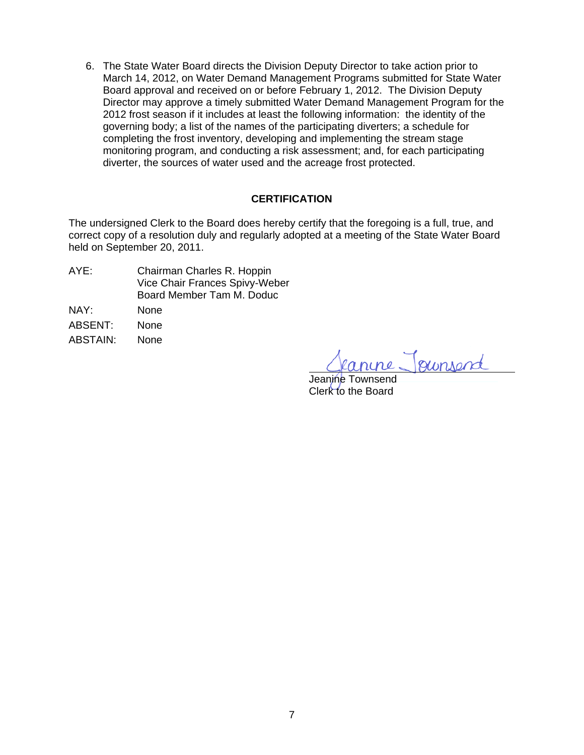6. The State Water Board directs the Division Deputy Director to take action prior to March 14, 2012, on Water Demand Management Programs submitted for State Water Board approval and received on or before February 1, 2012. The Division Deputy Director may approve a timely submitted Water Demand Management Program for the 2012 frost season if it includes at least the following information: the identity of the governing body; a list of the names of the participating diverters; a schedule for completing the frost inventory, developing and implementing the stream stage monitoring program, and conducting a risk assessment; and, for each participating diverter, the sources of water used and the acreage frost protected.

**CERTIFICATION**

The undersigned Clerk to the Board does hereby certify that the foregoing is a full, true, and correct copy of a resolution duly and regularly adopted at a meeting of the State Water Board held on September 20, 2011.

| | |
|---|---|
| AYE: | Chairman Charles R. Hoppin<br>Vice Chair Frances Spivy-Weber<br>Board Member Tam M. Doduc |
| NAY: | None |
| ABSENT: | None |
| ABSTAIN: | None |

Jeanine Townsend
Jeanine Townsend
Clerk to the Board